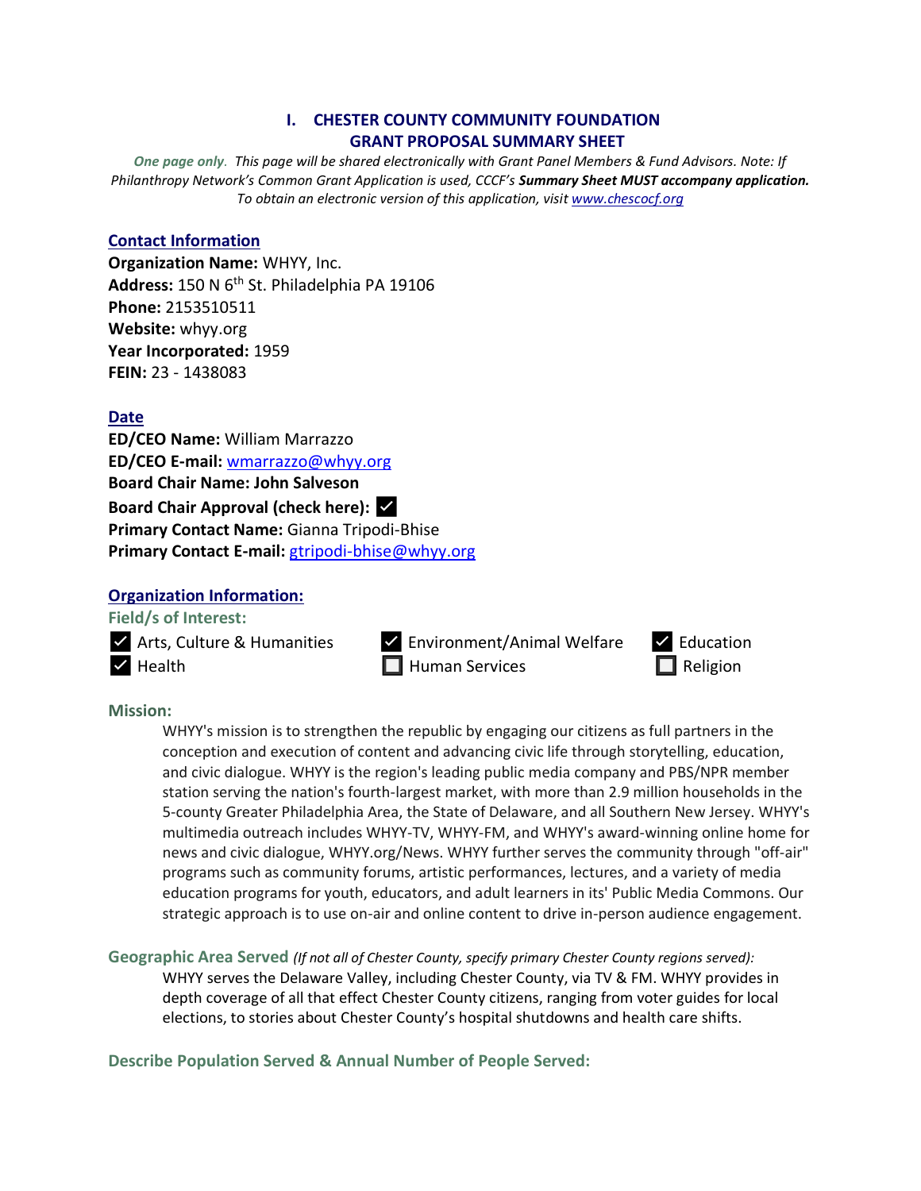## I. CHESTER COUNTY COMMUNITY FOUNDATION GRANT PROPOSAL SUMMARY SHEET

*One page only. This page will be shared electronically with Grant Panel Members & Fund Advisors. Note: If Philanthropy Network's Common Grant Application is used, CCCF's **Summary Sheet MUST accompany application.** To obtain an electronic version of this application, visit www.chescocf.org*

### Contact Information

**Organization Name:** WHYY, Inc.
**Address:** 150 N 6th St. Philadelphia PA 19106
**Phone:** 2153510511
**Website:** whyy.org
**Year Incorporated:** 1959
**FEIN:** 23 - 1438083

### Date

**ED/CEO Name:** William Marrazzo
**ED/CEO E-mail:** wmarrazzo@whyy.org
**Board Chair Name: John Salveson**
**Board Chair Approval (check here):** ☑
**Primary Contact Name:** Gianna Tripodi-Bhise
**Primary Contact E-mail:** gtripodi-bhise@whyy.org

### Organization Information:

**Field/s of Interest:**

- ☑ Arts, Culture & Humanities
- ☑ Environment/Animal Welfare
- ☑ Education
- ☑ Health
- ☐ Human Services
- ☐ Religion

**Mission:**

WHYY's mission is to strengthen the republic by engaging our citizens as full partners in the conception and execution of content and advancing civic life through storytelling, education, and civic dialogue. WHYY is the region's leading public media company and PBS/NPR member station serving the nation's fourth-largest market, with more than 2.9 million households in the 5-county Greater Philadelphia Area, the State of Delaware, and all Southern New Jersey. WHYY's multimedia outreach includes WHYY-TV, WHYY-FM, and WHYY's award-winning online home for news and civic dialogue, WHYY.org/News. WHYY further serves the community through "off-air" programs such as community forums, artistic performances, lectures, and a variety of media education programs for youth, educators, and adult learners in its' Public Media Commons. Our strategic approach is to use on-air and online content to drive in-person audience engagement.

**Geographic Area Served** *(If not all of Chester County, specify primary Chester County regions served):*

WHYY serves the Delaware Valley, including Chester County, via TV & FM. WHYY provides in depth coverage of all that effect Chester County citizens, ranging from voter guides for local elections, to stories about Chester County's hospital shutdowns and health care shifts.

**Describe Population Served & Annual Number of People Served:**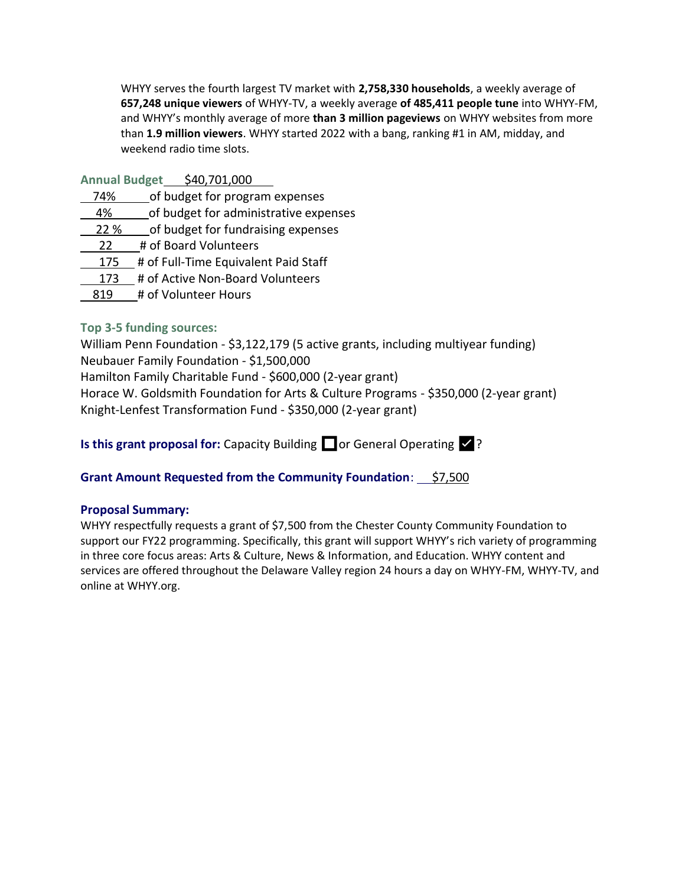WHYY serves the fourth largest TV market with **2,758,330 households**, a weekly average of **657,248 unique viewers** of WHYY-TV, a weekly average **of 485,411 people tune** into WHYY-FM, and WHYY's monthly average of more **than 3 million pageviews** on WHYY websites from more than **1.9 million viewers**. WHYY started 2022 with a bang, ranking #1 in AM, midday, and weekend radio time slots.

**Annual Budget** $40,701,000

- 74% of budget for program expenses
- 4% of budget for administrative expenses
- 22 % of budget for fundraising expenses
- 22 # of Board Volunteers
- 175 # of Full-Time Equivalent Paid Staff
- 173 # of Active Non-Board Volunteers
- 819 # of Volunteer Hours

**Top 3-5 funding sources:**

William Penn Foundation - $3,122,179 (5 active grants, including multiyear funding)
Neubauer Family Foundation - $1,500,000
Hamilton Family Charitable Fund - $600,000 (2-year grant)
Horace W. Goldsmith Foundation for Arts & Culture Programs - $350,000 (2-year grant)
Knight-Lenfest Transformation Fund - $350,000 (2-year grant)

**Is this grant proposal for:** Capacity Building ☐ or General Operating ☑?

**Grant Amount Requested from the Community Foundation**: $7,500

**Proposal Summary:**

WHYY respectfully requests a grant of $7,500 from the Chester County Community Foundation to support our FY22 programming. Specifically, this grant will support WHYY's rich variety of programming in three core focus areas: Arts & Culture, News & Information, and Education. WHYY content and services are offered throughout the Delaware Valley region 24 hours a day on WHYY-FM, WHYY-TV, and online at WHYY.org.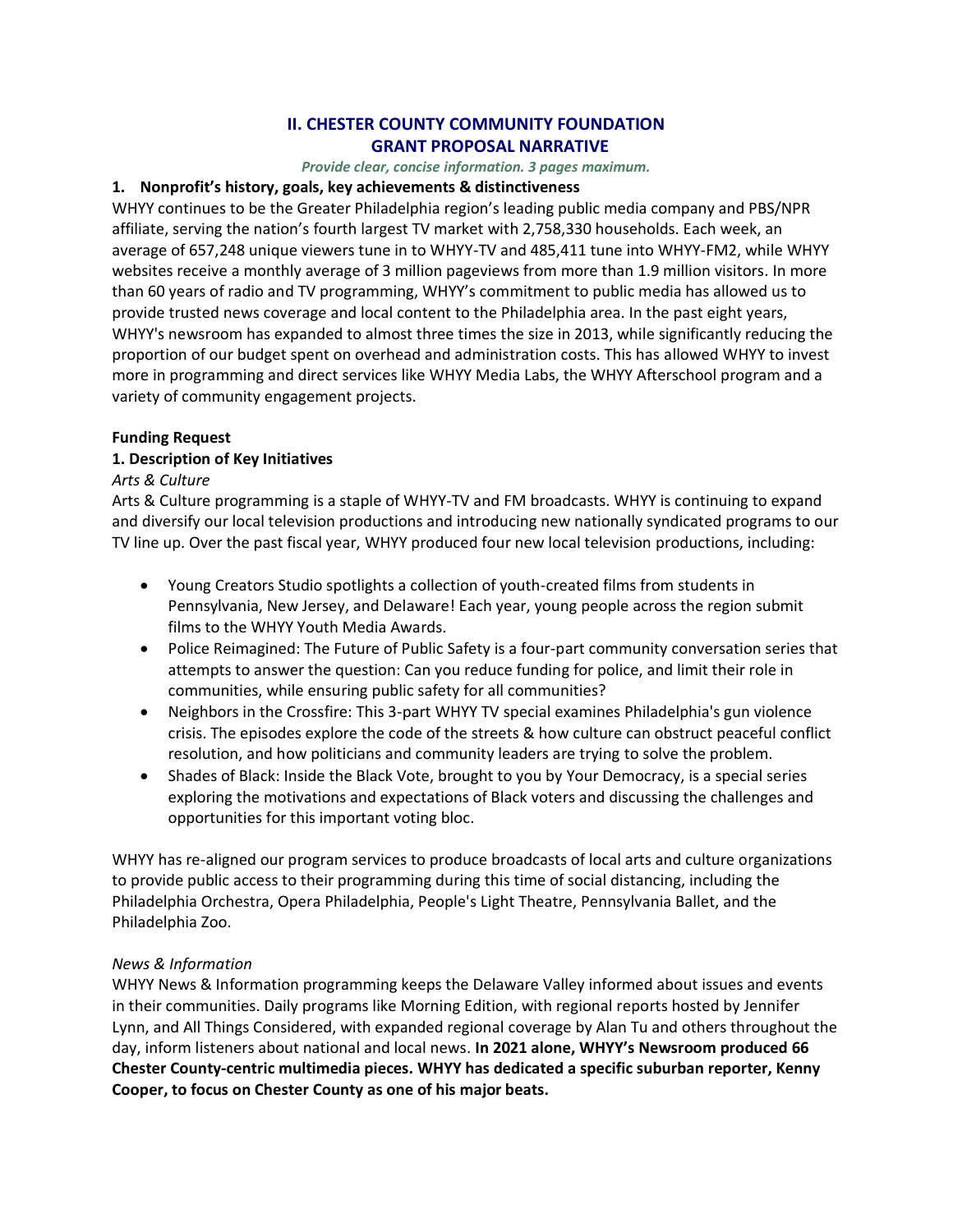## II. CHESTER COUNTY COMMUNITY FOUNDATION
## GRANT PROPOSAL NARRATIVE

*Provide clear, concise information. 3 pages maximum.*

**1. Nonprofit's history, goals, key achievements & distinctiveness**

WHYY continues to be the Greater Philadelphia region's leading public media company and PBS/NPR affiliate, serving the nation's fourth largest TV market with 2,758,330 households. Each week, an average of 657,248 unique viewers tune in to WHYY-TV and 485,411 tune into WHYY-FM2, while WHYY websites receive a monthly average of 3 million pageviews from more than 1.9 million visitors. In more than 60 years of radio and TV programming, WHYY's commitment to public media has allowed us to provide trusted news coverage and local content to the Philadelphia area. In the past eight years, WHYY's newsroom has expanded to almost three times the size in 2013, while significantly reducing the proportion of our budget spent on overhead and administration costs. This has allowed WHYY to invest more in programming and direct services like WHYY Media Labs, the WHYY Afterschool program and a variety of community engagement projects.

**Funding Request**

**1. Description of Key Initiatives**

*Arts & Culture*

Arts & Culture programming is a staple of WHYY-TV and FM broadcasts. WHYY is continuing to expand and diversify our local television productions and introducing new nationally syndicated programs to our TV line up. Over the past fiscal year, WHYY produced four new local television productions, including:

- Young Creators Studio spotlights a collection of youth-created films from students in Pennsylvania, New Jersey, and Delaware! Each year, young people across the region submit films to the WHYY Youth Media Awards.
- Police Reimagined: The Future of Public Safety is a four-part community conversation series that attempts to answer the question: Can you reduce funding for police, and limit their role in communities, while ensuring public safety for all communities?
- Neighbors in the Crossfire: This 3-part WHYY TV special examines Philadelphia's gun violence crisis. The episodes explore the code of the streets & how culture can obstruct peaceful conflict resolution, and how politicians and community leaders are trying to solve the problem.
- Shades of Black: Inside the Black Vote, brought to you by Your Democracy, is a special series exploring the motivations and expectations of Black voters and discussing the challenges and opportunities for this important voting bloc.

WHYY has re-aligned our program services to produce broadcasts of local arts and culture organizations to provide public access to their programming during this time of social distancing, including the Philadelphia Orchestra, Opera Philadelphia, People's Light Theatre, Pennsylvania Ballet, and the Philadelphia Zoo.

*News & Information*

WHYY News & Information programming keeps the Delaware Valley informed about issues and events in their communities. Daily programs like Morning Edition, with regional reports hosted by Jennifer Lynn, and All Things Considered, with expanded regional coverage by Alan Tu and others throughout the day, inform listeners about national and local news. **In 2021 alone, WHYY's Newsroom produced 66 Chester County-centric multimedia pieces. WHYY has dedicated a specific suburban reporter, Kenny Cooper, to focus on Chester County as one of his major beats.**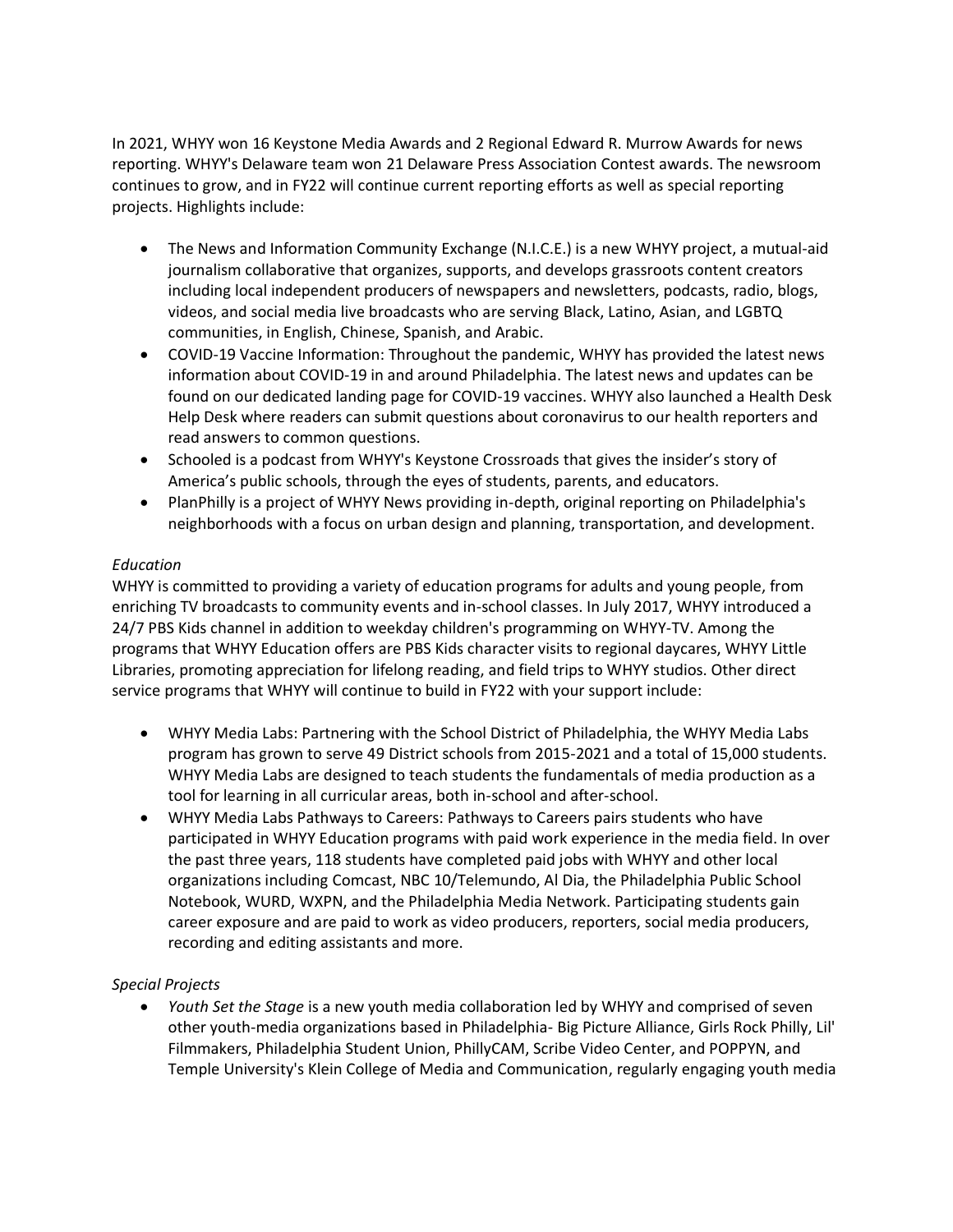In 2021, WHYY won 16 Keystone Media Awards and 2 Regional Edward R. Murrow Awards for news reporting. WHYY's Delaware team won 21 Delaware Press Association Contest awards. The newsroom continues to grow, and in FY22 will continue current reporting efforts as well as special reporting projects. Highlights include:

- The News and Information Community Exchange (N.I.C.E.) is a new WHYY project, a mutual-aid journalism collaborative that organizes, supports, and develops grassroots content creators including local independent producers of newspapers and newsletters, podcasts, radio, blogs, videos, and social media live broadcasts who are serving Black, Latino, Asian, and LGBTQ communities, in English, Chinese, Spanish, and Arabic.
- COVID-19 Vaccine Information: Throughout the pandemic, WHYY has provided the latest news information about COVID-19 in and around Philadelphia. The latest news and updates can be found on our dedicated landing page for COVID-19 vaccines. WHYY also launched a Health Desk Help Desk where readers can submit questions about coronavirus to our health reporters and read answers to common questions.
- Schooled is a podcast from WHYY's Keystone Crossroads that gives the insider's story of America's public schools, through the eyes of students, parents, and educators.
- PlanPhilly is a project of WHYY News providing in-depth, original reporting on Philadelphia's neighborhoods with a focus on urban design and planning, transportation, and development.

*Education*

WHYY is committed to providing a variety of education programs for adults and young people, from enriching TV broadcasts to community events and in-school classes. In July 2017, WHYY introduced a 24/7 PBS Kids channel in addition to weekday children's programming on WHYY-TV. Among the programs that WHYY Education offers are PBS Kids character visits to regional daycares, WHYY Little Libraries, promoting appreciation for lifelong reading, and field trips to WHYY studios. Other direct service programs that WHYY will continue to build in FY22 with your support include:

- WHYY Media Labs: Partnering with the School District of Philadelphia, the WHYY Media Labs program has grown to serve 49 District schools from 2015-2021 and a total of 15,000 students. WHYY Media Labs are designed to teach students the fundamentals of media production as a tool for learning in all curricular areas, both in-school and after-school.
- WHYY Media Labs Pathways to Careers: Pathways to Careers pairs students who have participated in WHYY Education programs with paid work experience in the media field. In over the past three years, 118 students have completed paid jobs with WHYY and other local organizations including Comcast, NBC 10/Telemundo, Al Dia, the Philadelphia Public School Notebook, WURD, WXPN, and the Philadelphia Media Network. Participating students gain career exposure and are paid to work as video producers, reporters, social media producers, recording and editing assistants and more.

*Special Projects*

- *Youth Set the Stage* is a new youth media collaboration led by WHYY and comprised of seven other youth-media organizations based in Philadelphia- Big Picture Alliance, Girls Rock Philly, Lil' Filmmakers, Philadelphia Student Union, PhillyCAM, Scribe Video Center, and POPPYN, and Temple University's Klein College of Media and Communication, regularly engaging youth media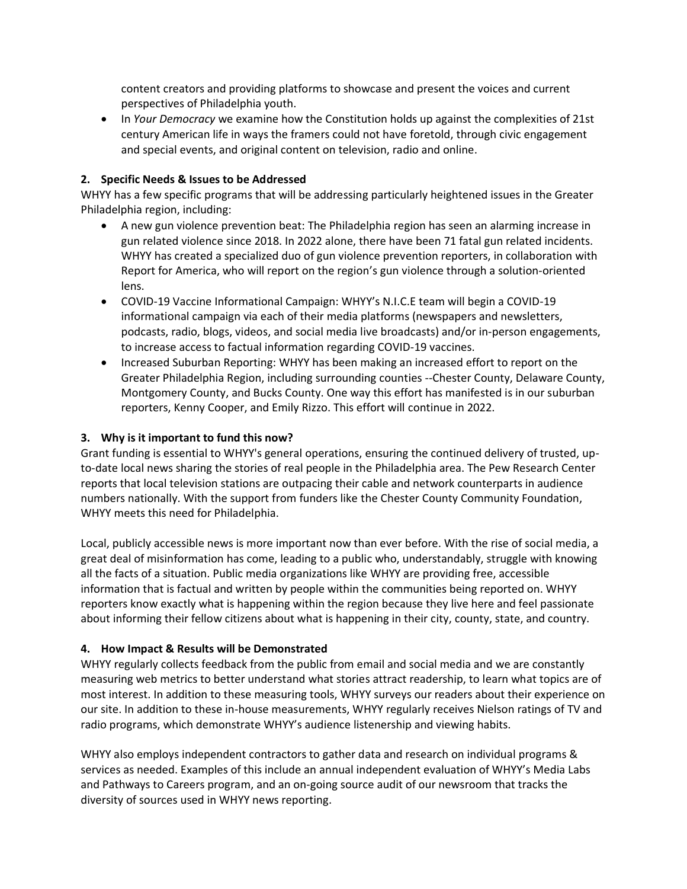content creators and providing platforms to showcase and present the voices and current perspectives of Philadelphia youth.

- In *Your Democracy* we examine how the Constitution holds up against the complexities of 21st century American life in ways the framers could not have foretold, through civic engagement and special events, and original content on television, radio and online.

**2. Specific Needs & Issues to be Addressed**

WHYY has a few specific programs that will be addressing particularly heightened issues in the Greater Philadelphia region, including:

- A new gun violence prevention beat: The Philadelphia region has seen an alarming increase in gun related violence since 2018. In 2022 alone, there have been 71 fatal gun related incidents. WHYY has created a specialized duo of gun violence prevention reporters, in collaboration with Report for America, who will report on the region's gun violence through a solution-oriented lens.
- COVID-19 Vaccine Informational Campaign: WHYY's N.I.C.E team will begin a COVID-19 informational campaign via each of their media platforms (newspapers and newsletters, podcasts, radio, blogs, videos, and social media live broadcasts) and/or in-person engagements, to increase access to factual information regarding COVID-19 vaccines.
- Increased Suburban Reporting: WHYY has been making an increased effort to report on the Greater Philadelphia Region, including surrounding counties --Chester County, Delaware County, Montgomery County, and Bucks County. One way this effort has manifested is in our suburban reporters, Kenny Cooper, and Emily Rizzo. This effort will continue in 2022.

**3. Why is it important to fund this now?**

Grant funding is essential to WHYY's general operations, ensuring the continued delivery of trusted, up-to-date local news sharing the stories of real people in the Philadelphia area. The Pew Research Center reports that local television stations are outpacing their cable and network counterparts in audience numbers nationally. With the support from funders like the Chester County Community Foundation, WHYY meets this need for Philadelphia.

Local, publicly accessible news is more important now than ever before. With the rise of social media, a great deal of misinformation has come, leading to a public who, understandably, struggle with knowing all the facts of a situation. Public media organizations like WHYY are providing free, accessible information that is factual and written by people within the communities being reported on. WHYY reporters know exactly what is happening within the region because they live here and feel passionate about informing their fellow citizens about what is happening in their city, county, state, and country.

**4. How Impact & Results will be Demonstrated**

WHYY regularly collects feedback from the public from email and social media and we are constantly measuring web metrics to better understand what stories attract readership, to learn what topics are of most interest. In addition to these measuring tools, WHYY surveys our readers about their experience on our site. In addition to these in-house measurements, WHYY regularly receives Nielson ratings of TV and radio programs, which demonstrate WHYY's audience listenership and viewing habits.

WHYY also employs independent contractors to gather data and research on individual programs & services as needed. Examples of this include an annual independent evaluation of WHYY's Media Labs and Pathways to Careers program, and an on-going source audit of our newsroom that tracks the diversity of sources used in WHYY news reporting.